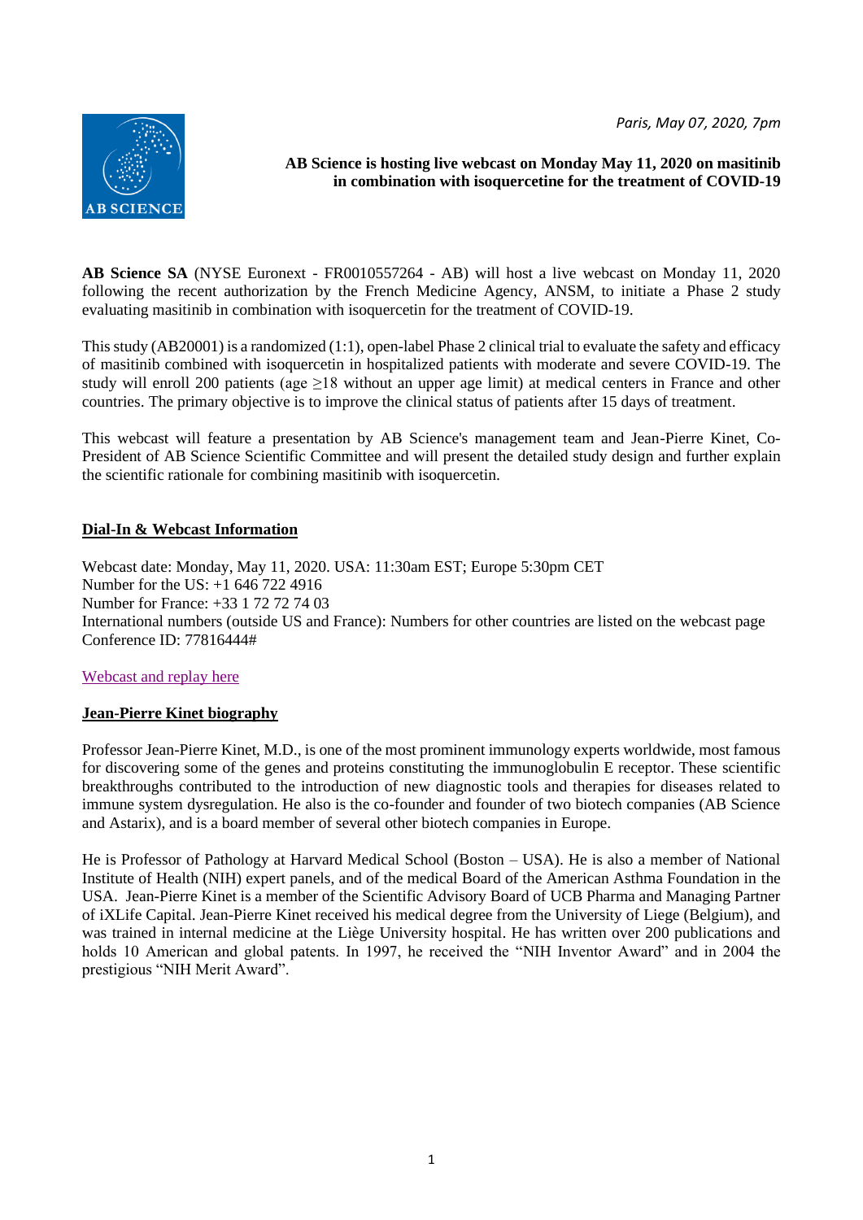*Paris, May 07, 2020, 7pm*

**AB Science is hosting live webcast on Monday May 11, 2020 on masitinib in combination with isoquercetine for the treatment of COVID-19**

**AB Science SA** (NYSE Euronext - FR0010557264 - AB) will host a live webcast on Monday 11, 2020 following the recent authorization by the French Medicine Agency, ANSM, to initiate a Phase 2 study evaluating masitinib in combination with isoquercetin for the treatment of COVID-19.

This study (AB20001) is a randomized (1:1), open-label Phase 2 clinical trial to evaluate the safety and efficacy of masitinib combined with isoquercetin in hospitalized patients with moderate and severe COVID-19. The study will enroll 200 patients (age ≥18 without an upper age limit) at medical centers in France and other countries. The primary objective is to improve the clinical status of patients after 15 days of treatment.

This webcast will feature a presentation by AB Science's management team and Jean-Pierre Kinet, Co-President of AB Science Scientific Committee and will present the detailed study design and further explain the scientific rationale for combining masitinib with isoquercetin.

**Dial-In & Webcast Information**

Webcast date: Monday, May 11, 2020. USA: 11:30am EST; Europe 5:30pm CET
Number for the US: +1 646 722 4916
Number for France: +33 1 72 72 74 03
International numbers (outside US and France): Numbers for other countries are listed on the webcast page
Conference ID: 77816444#

Webcast and replay here

**Jean-Pierre Kinet biography**

Professor Jean-Pierre Kinet, M.D., is one of the most prominent immunology experts worldwide, most famous for discovering some of the genes and proteins constituting the immunoglobulin E receptor. These scientific breakthroughs contributed to the introduction of new diagnostic tools and therapies for diseases related to immune system dysregulation. He also is the co-founder and founder of two biotech companies (AB Science and Astarix), and is a board member of several other biotech companies in Europe.

He is Professor of Pathology at Harvard Medical School (Boston – USA). He is also a member of National Institute of Health (NIH) expert panels, and of the medical Board of the American Asthma Foundation in the USA. Jean-Pierre Kinet is a member of the Scientific Advisory Board of UCB Pharma and Managing Partner of iXLife Capital. Jean-Pierre Kinet received his medical degree from the University of Liege (Belgium), and was trained in internal medicine at the Liège University hospital. He has written over 200 publications and holds 10 American and global patents. In 1997, he received the "NIH Inventor Award" and in 2004 the prestigious "NIH Merit Award".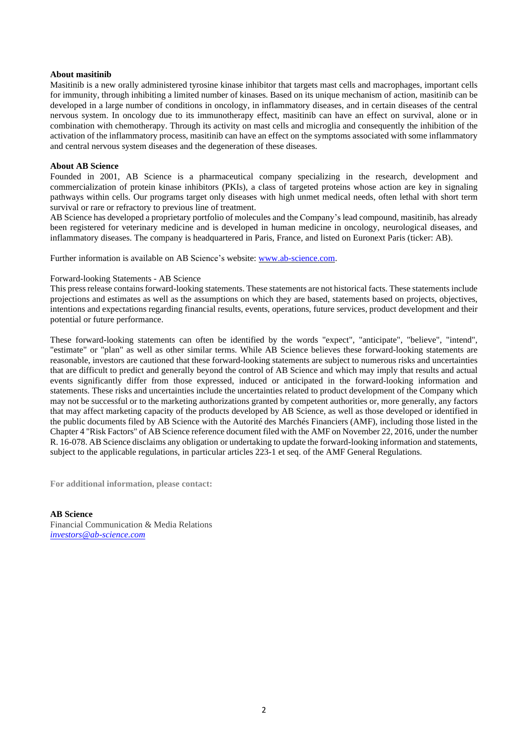**About masitinib**

Masitinib is a new orally administered tyrosine kinase inhibitor that targets mast cells and macrophages, important cells for immunity, through inhibiting a limited number of kinases. Based on its unique mechanism of action, masitinib can be developed in a large number of conditions in oncology, in inflammatory diseases, and in certain diseases of the central nervous system. In oncology due to its immunotherapy effect, masitinib can have an effect on survival, alone or in combination with chemotherapy. Through its activity on mast cells and microglia and consequently the inhibition of the activation of the inflammatory process, masitinib can have an effect on the symptoms associated with some inflammatory and central nervous system diseases and the degeneration of these diseases.

**About AB Science**

Founded in 2001, AB Science is a pharmaceutical company specializing in the research, development and commercialization of protein kinase inhibitors (PKIs), a class of targeted proteins whose action are key in signaling pathways within cells. Our programs target only diseases with high unmet medical needs, often lethal with short term survival or rare or refractory to previous line of treatment.

AB Science has developed a proprietary portfolio of molecules and the Company's lead compound, masitinib, has already been registered for veterinary medicine and is developed in human medicine in oncology, neurological diseases, and inflammatory diseases. The company is headquartered in Paris, France, and listed on Euronext Paris (ticker: AB).

Further information is available on AB Science's website: [www.ab-science.com](http://www.ab-science.com).

Forward-looking Statements - AB Science

This press release contains forward-looking statements. These statements are not historical facts. These statements include projections and estimates as well as the assumptions on which they are based, statements based on projects, objectives, intentions and expectations regarding financial results, events, operations, future services, product development and their potential or future performance.

These forward-looking statements can often be identified by the words "expect", "anticipate", "believe", "intend", "estimate" or "plan" as well as other similar terms. While AB Science believes these forward-looking statements are reasonable, investors are cautioned that these forward-looking statements are subject to numerous risks and uncertainties that are difficult to predict and generally beyond the control of AB Science and which may imply that results and actual events significantly differ from those expressed, induced or anticipated in the forward-looking information and statements. These risks and uncertainties include the uncertainties related to product development of the Company which may not be successful or to the marketing authorizations granted by competent authorities or, more generally, any factors that may affect marketing capacity of the products developed by AB Science, as well as those developed or identified in the public documents filed by AB Science with the Autorité des Marchés Financiers (AMF), including those listed in the Chapter 4 "Risk Factors" of AB Science reference document filed with the AMF on November 22, 2016, under the number R. 16-078. AB Science disclaims any obligation or undertaking to update the forward-looking information and statements, subject to the applicable regulations, in particular articles 223-1 et seq. of the AMF General Regulations.

**For additional information, please contact:**

**AB Science**

Financial Communication & Media Relations

*[investors@ab-science.com](mailto:investors@ab-science.com)*